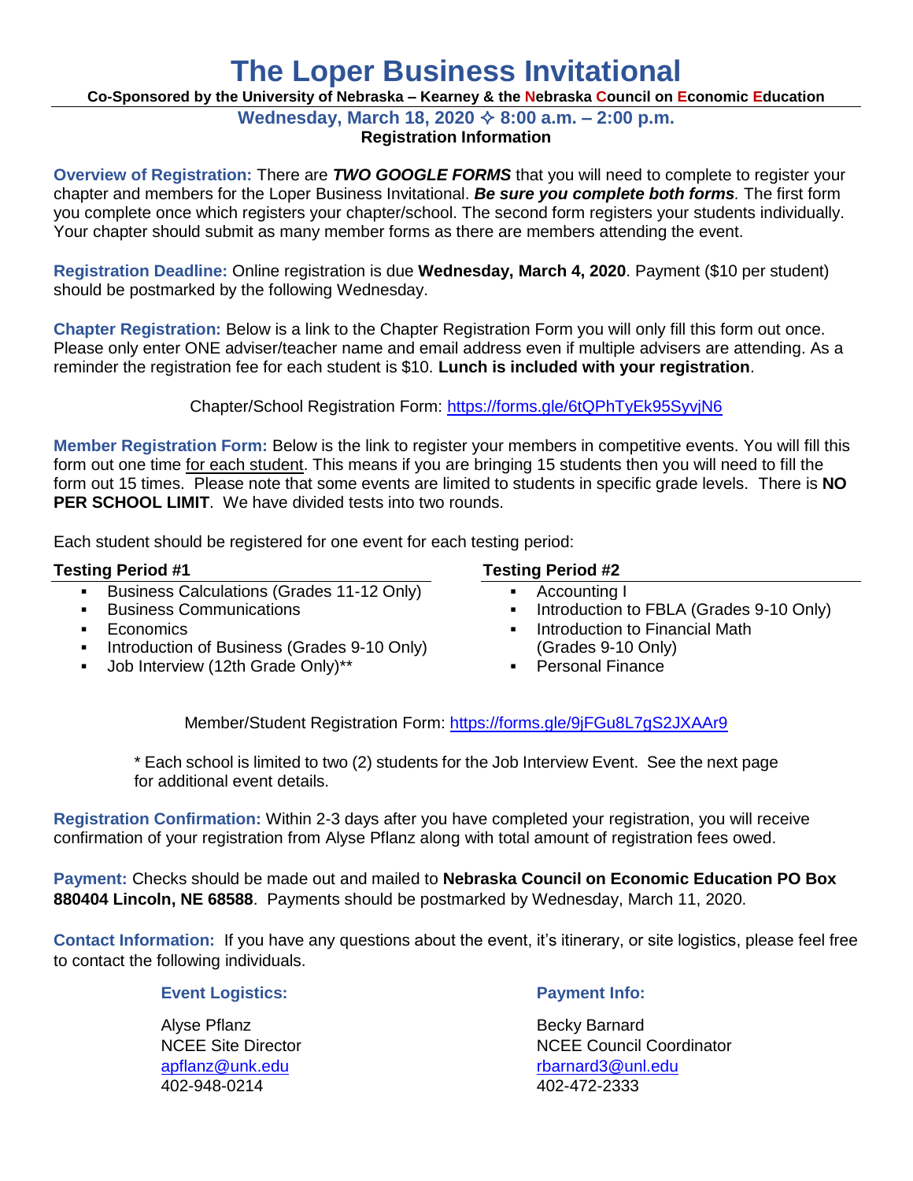# The Loper Business Invitational

**Co-Sponsored by the University of Nebraska – Kearney & the Nebraska Council on Economic Education**

**Wednesday, March 18, 2020 ✧ 8:00 a.m. – 2:00 p.m.**

**Registration Information**

**Overview of Registration:** There are ***TWO GOOGLE FORMS*** that you will need to complete to register your chapter and members for the Loper Business Invitational. ***Be sure you complete both forms***. The first form you complete once which registers your chapter/school. The second form registers your students individually. Your chapter should submit as many member forms as there are members attending the event.

**Registration Deadline:** Online registration is due **Wednesday, March 4, 2020**. Payment ($10 per student) should be postmarked by the following Wednesday.

**Chapter Registration:** Below is a link to the Chapter Registration Form you will only fill this form out once. Please only enter ONE adviser/teacher name and email address even if multiple advisers are attending. As a reminder the registration fee for each student is $10. **Lunch is included with your registration**.

Chapter/School Registration Form: https://forms.gle/6tQPhTyEk95SyvjN6

**Member Registration Form:** Below is the link to register your members in competitive events. You will fill this form out one time for each student. This means if you are bringing 15 students then you will need to fill the form out 15 times. Please note that some events are limited to students in specific grade levels. There is **NO PER SCHOOL LIMIT**. We have divided tests into two rounds.

Each student should be registered for one event for each testing period:

**Testing Period #1**

- Business Calculations (Grades 11-12 Only)
- Business Communications
- Economics
- Introduction of Business (Grades 9-10 Only)
- Job Interview (12th Grade Only)**

**Testing Period #2**

- Accounting I
- Introduction to FBLA (Grades 9-10 Only)
- Introduction to Financial Math (Grades 9-10 Only)
- Personal Finance

Member/Student Registration Form: https://forms.gle/9jFGu8L7gS2JXAAr9

* Each school is limited to two (2) students for the Job Interview Event. See the next page for additional event details.

**Registration Confirmation:** Within 2-3 days after you have completed your registration, you will receive confirmation of your registration from Alyse Pflanz along with total amount of registration fees owed.

**Payment:** Checks should be made out and mailed to **Nebraska Council on Economic Education PO Box 880404 Lincoln, NE 68588**. Payments should be postmarked by Wednesday, March 11, 2020.

**Contact Information:** If you have any questions about the event, it's itinerary, or site logistics, please feel free to contact the following individuals.

**Event Logistics:**

Alyse Pflanz
NCEE Site Director
apflanz@unk.edu
402-948-0214

**Payment Info:**

Becky Barnard
NCEE Council Coordinator
rbarnard3@unl.edu
402-472-2333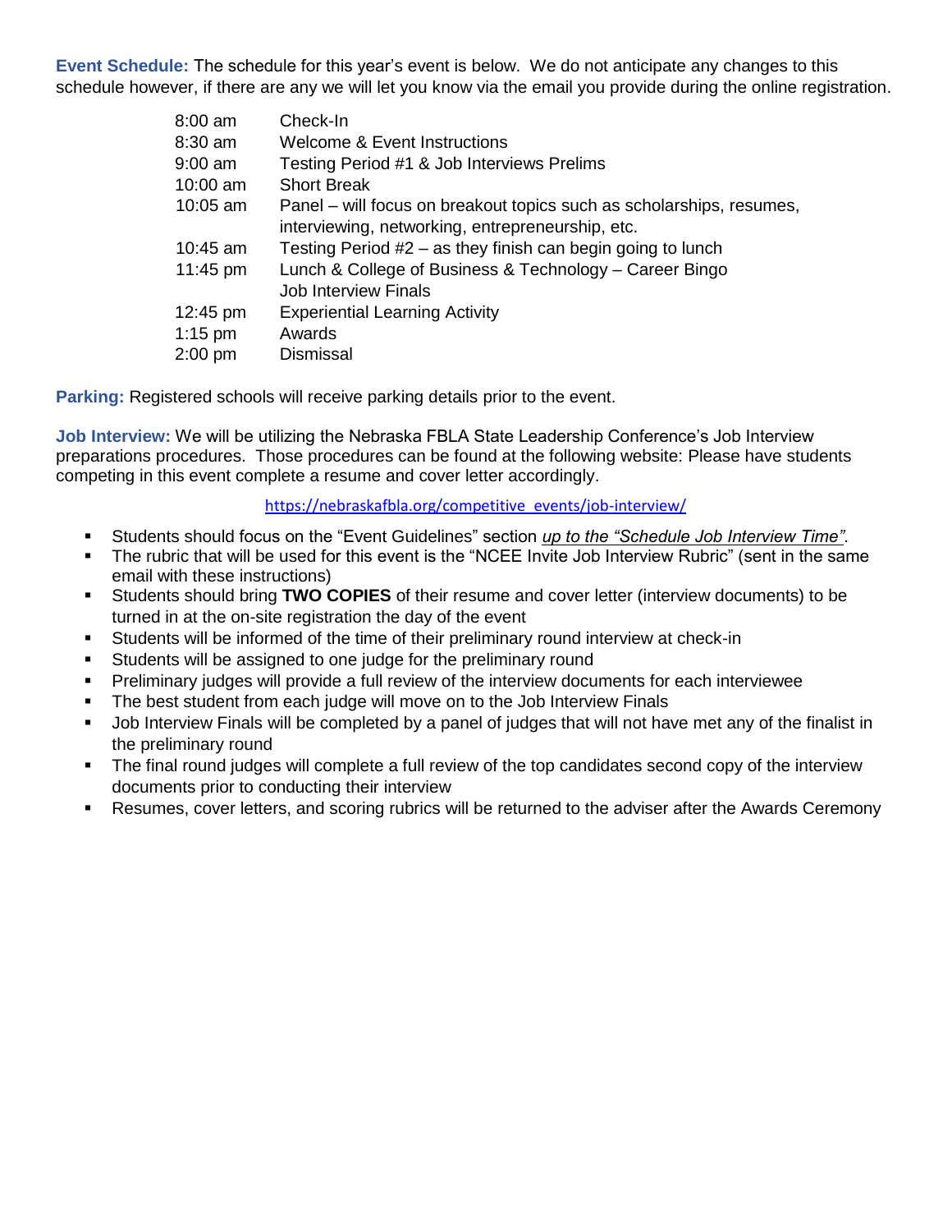**Event Schedule:** The schedule for this year's event is below. We do not anticipate any changes to this schedule however, if there are any we will let you know via the email you provide during the online registration.

| | |
|---|---|
| 8:00 am | Check-In |
| 8:30 am | Welcome & Event Instructions |
| 9:00 am | Testing Period #1 & Job Interviews Prelims |
| 10:00 am | Short Break |
| 10:05 am | Panel – will focus on breakout topics such as scholarships, resumes, interviewing, networking, entrepreneurship, etc. |
| 10:45 am | Testing Period #2 – as they finish can begin going to lunch |
| 11:45 pm | Lunch & College of Business & Technology – Career Bingo<br>Job Interview Finals |
| 12:45 pm | Experiential Learning Activity |
| 1:15 pm | Awards |
| 2:00 pm | Dismissal |

**Parking:** Registered schools will receive parking details prior to the event.

**Job Interview:** We will be utilizing the Nebraska FBLA State Leadership Conference's Job Interview preparations procedures. Those procedures can be found at the following website: Please have students competing in this event complete a resume and cover letter accordingly.

https://nebraskafbla.org/competitive_events/job-interview/

- Students should focus on the "Event Guidelines" section *up to the "Schedule Job Interview Time"*.
- The rubric that will be used for this event is the "NCEE Invite Job Interview Rubric" (sent in the same email with these instructions)
- Students should bring **TWO COPIES** of their resume and cover letter (interview documents) to be turned in at the on-site registration the day of the event
- Students will be informed of the time of their preliminary round interview at check-in
- Students will be assigned to one judge for the preliminary round
- Preliminary judges will provide a full review of the interview documents for each interviewee
- The best student from each judge will move on to the Job Interview Finals
- Job Interview Finals will be completed by a panel of judges that will not have met any of the finalist in the preliminary round
- The final round judges will complete a full review of the top candidates second copy of the interview documents prior to conducting their interview
- Resumes, cover letters, and scoring rubrics will be returned to the adviser after the Awards Ceremony